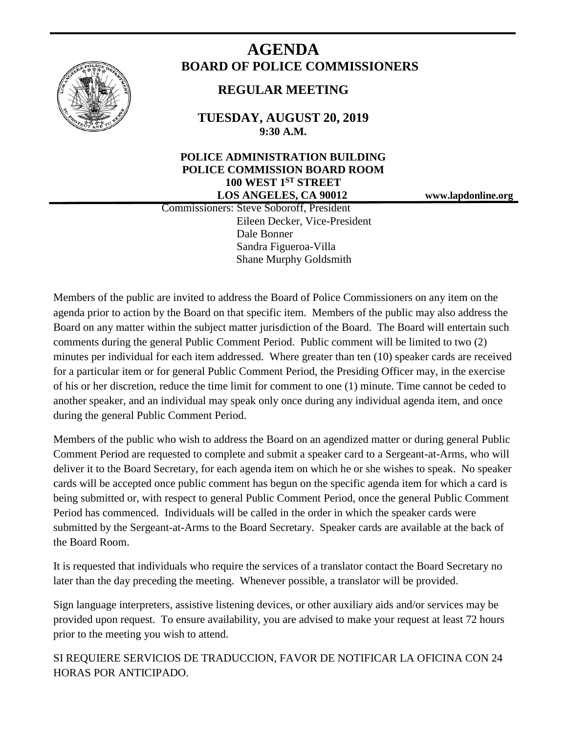# AGENDA

## BOARD OF POLICE COMMISSIONERS

## REGULAR MEETING

### TUESDAY, AUGUST 20, 2019
### 9:30 A.M.

**POLICE ADMINISTRATION BUILDING**
**POLICE COMMISSION BOARD ROOM**
**100 WEST 1ST STREET**
**LOS ANGELES, CA 90012**

**www.lapdonline.org**

Commissioners: Steve Soboroff, President
Eileen Decker, Vice-President
Dale Bonner
Sandra Figueroa-Villa
Shane Murphy Goldsmith

Members of the public are invited to address the Board of Police Commissioners on any item on the agenda prior to action by the Board on that specific item. Members of the public may also address the Board on any matter within the subject matter jurisdiction of the Board. The Board will entertain such comments during the general Public Comment Period. Public comment will be limited to two (2) minutes per individual for each item addressed. Where greater than ten (10) speaker cards are received for a particular item or for general Public Comment Period, the Presiding Officer may, in the exercise of his or her discretion, reduce the time limit for comment to one (1) minute. Time cannot be ceded to another speaker, and an individual may speak only once during any individual agenda item, and once during the general Public Comment Period.

Members of the public who wish to address the Board on an agendized matter or during general Public Comment Period are requested to complete and submit a speaker card to a Sergeant-at-Arms, who will deliver it to the Board Secretary, for each agenda item on which he or she wishes to speak. No speaker cards will be accepted once public comment has begun on the specific agenda item for which a card is being submitted or, with respect to general Public Comment Period, once the general Public Comment Period has commenced. Individuals will be called in the order in which the speaker cards were submitted by the Sergeant-at-Arms to the Board Secretary. Speaker cards are available at the back of the Board Room.

It is requested that individuals who require the services of a translator contact the Board Secretary no later than the day preceding the meeting. Whenever possible, a translator will be provided.

Sign language interpreters, assistive listening devices, or other auxiliary aids and/or services may be provided upon request. To ensure availability, you are advised to make your request at least 72 hours prior to the meeting you wish to attend.

SI REQUIERE SERVICIOS DE TRADUCCION, FAVOR DE NOTIFICAR LA OFICINA CON 24 HORAS POR ANTICIPADO.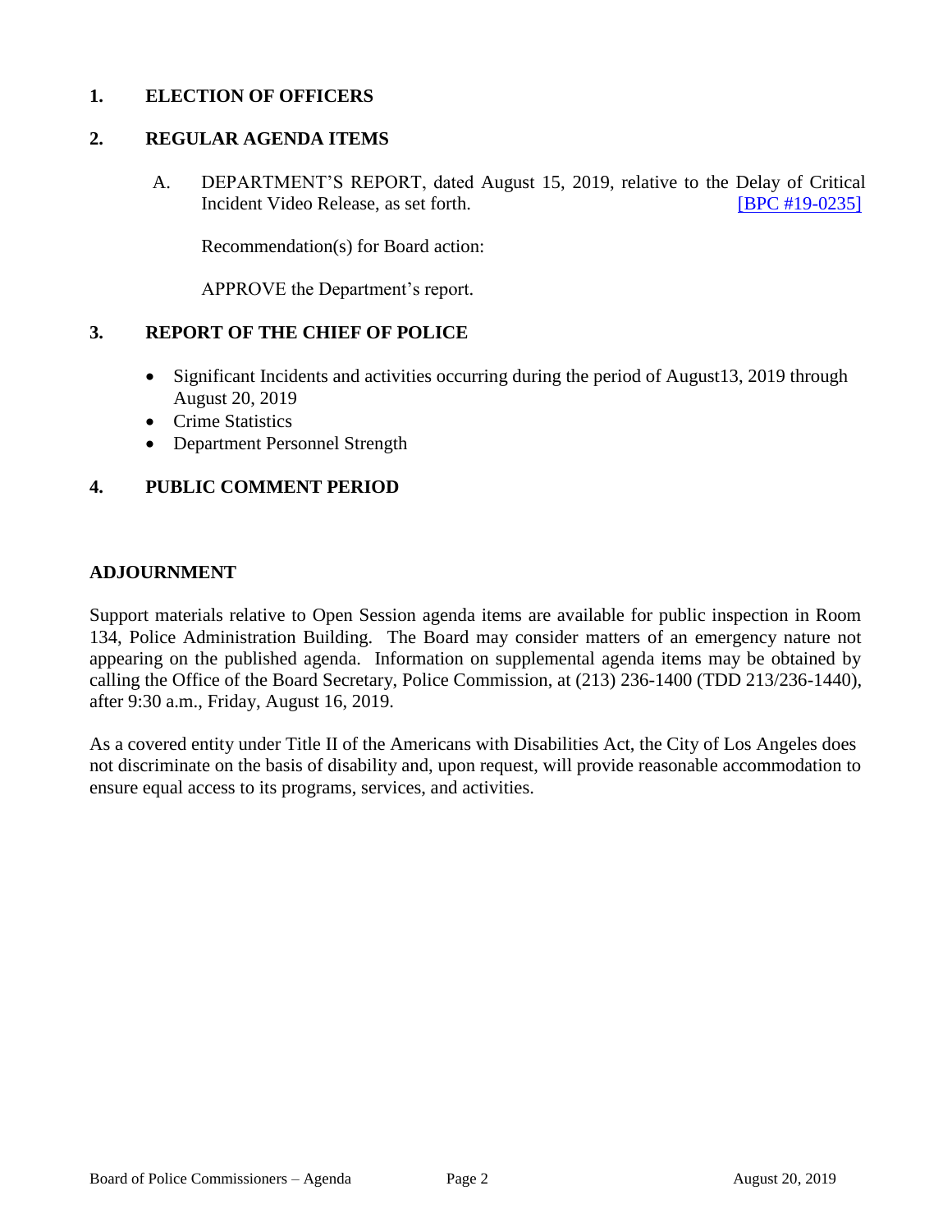## 1. ELECTION OF OFFICERS

## 2. REGULAR AGENDA ITEMS

A. DEPARTMENT'S REPORT, dated August 15, 2019, relative to the Delay of Critical Incident Video Release, as set forth. [BPC #19-0235]

Recommendation(s) for Board action:

APPROVE the Department's report.

## 3. REPORT OF THE CHIEF OF POLICE

- Significant Incidents and activities occurring during the period of August13, 2019 through August 20, 2019
- Crime Statistics
- Department Personnel Strength

## 4. PUBLIC COMMENT PERIOD

## ADJOURNMENT

Support materials relative to Open Session agenda items are available for public inspection in Room 134, Police Administration Building. The Board may consider matters of an emergency nature not appearing on the published agenda. Information on supplemental agenda items may be obtained by calling the Office of the Board Secretary, Police Commission, at (213) 236-1400 (TDD 213/236-1440), after 9:30 a.m., Friday, August 16, 2019.

As a covered entity under Title II of the Americans with Disabilities Act, the City of Los Angeles does not discriminate on the basis of disability and, upon request, will provide reasonable accommodation to ensure equal access to its programs, services, and activities.